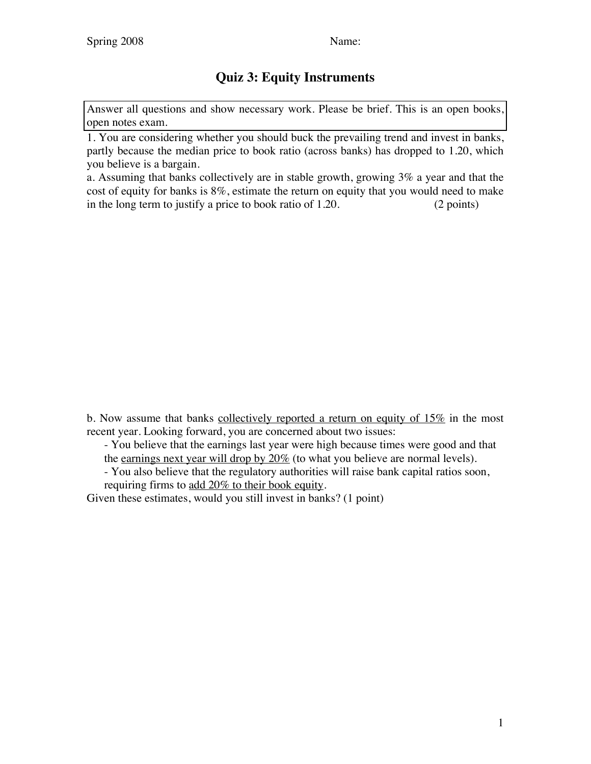Spring 2008 Name:

# Quiz 3: Equity Instruments

Answer all questions and show necessary work. Please be brief. This is an open books, open notes exam.

1. You are considering whether you should buck the prevailing trend and invest in banks, partly because the median price to book ratio (across banks) has dropped to 1.20, which you believe is a bargain.

a. Assuming that banks collectively are in stable growth, growing 3% a year and that the cost of equity for banks is 8%, estimate the return on equity that you would need to make in the long term to justify a price to book ratio of 1.20. (2 points)

b. Now assume that banks <u>collectively reported a return on equity of 15%</u> in the most recent year. Looking forward, you are concerned about two issues:

- You believe that the earnings last year were high because times were good and that the <u>earnings next year will drop by 20%</u> (to what you believe are normal levels).
- You also believe that the regulatory authorities will raise bank capital ratios soon, requiring firms to <u>add 20% to their book equity</u>.

Given these estimates, would you still invest in banks? (1 point)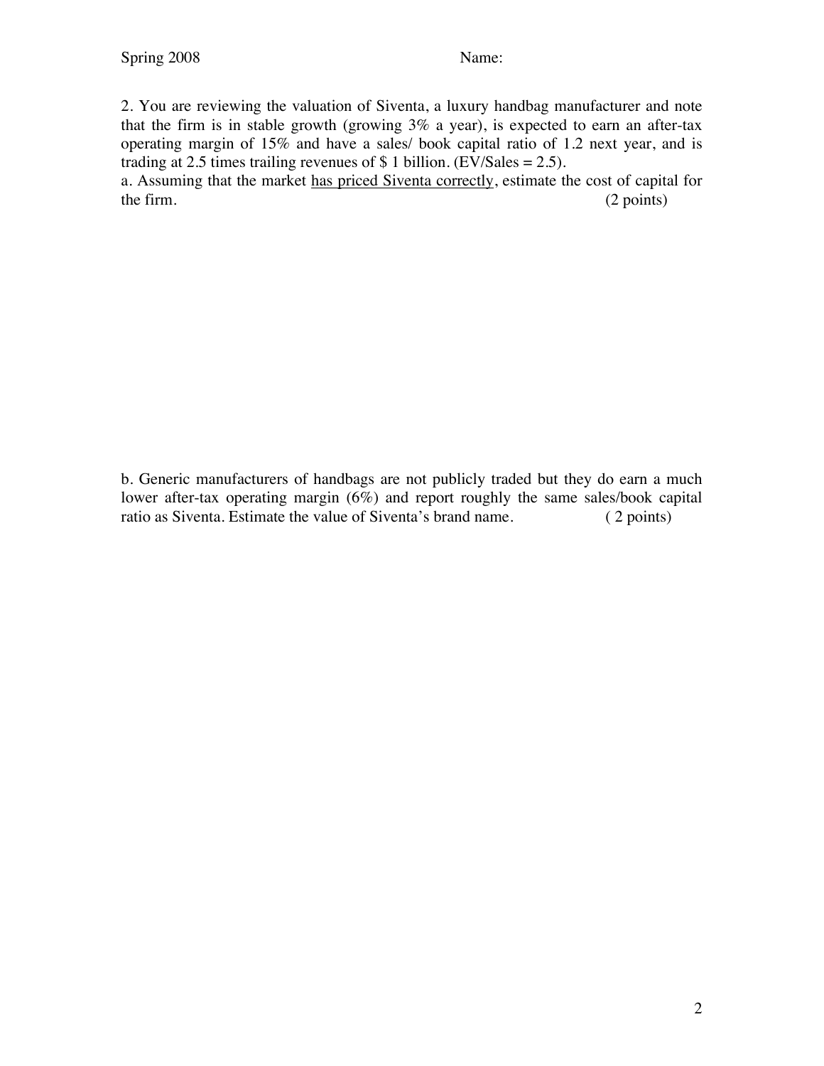2. You are reviewing the valuation of Siventa, a luxury handbag manufacturer and note that the firm is in stable growth (growing 3% a year), is expected to earn an after-tax operating margin of 15% and have a sales/ book capital ratio of 1.2 next year, and is trading at 2.5 times trailing revenues of $ 1 billion. (EV/Sales = 2.5).

a. Assuming that the market <u>has priced Siventa correctly</u>, estimate the cost of capital for the firm. (2 points)

b. Generic manufacturers of handbags are not publicly traded but they do earn a much lower after-tax operating margin (6%) and report roughly the same sales/book capital ratio as Siventa. Estimate the value of Siventa's brand name. ( 2 points)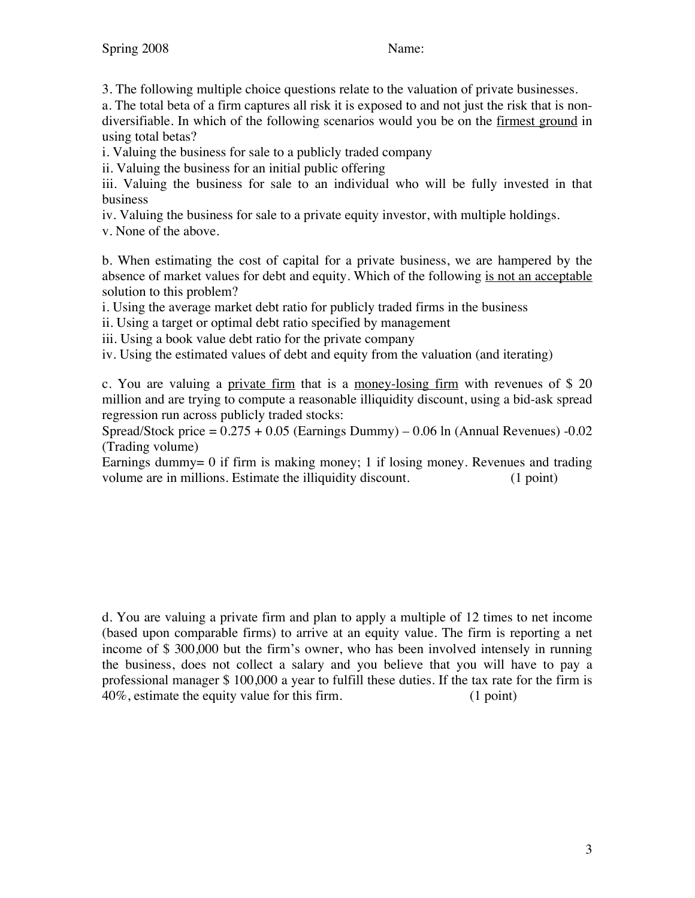Spring 2008 Name:

3. The following multiple choice questions relate to the valuation of private businesses.

a. The total beta of a firm captures all risk it is exposed to and not just the risk that is non-diversifiable. In which of the following scenarios would you be on the <u>firmest ground</u> in using total betas?

i. Valuing the business for sale to a publicly traded company

ii. Valuing the business for an initial public offering

iii. Valuing the business for sale to an individual who will be fully invested in that business

iv. Valuing the business for sale to a private equity investor, with multiple holdings.

v. None of the above.

b. When estimating the cost of capital for a private business, we are hampered by the absence of market values for debt and equity. Which of the following <u>is not an acceptable</u> solution to this problem?

i. Using the average market debt ratio for publicly traded firms in the business

ii. Using a target or optimal debt ratio specified by management

iii. Using a book value debt ratio for the private company

iv. Using the estimated values of debt and equity from the valuation (and iterating)

c. You are valuing a <u>private firm</u> that is a <u>money-losing firm</u> with revenues of \$ 20 million and are trying to compute a reasonable illiquidity discount, using a bid-ask spread regression run across publicly traded stocks:

Spread/Stock price = 0.275 + 0.05 (Earnings Dummy) – 0.06 ln (Annual Revenues) -0.02 (Trading volume)

Earnings dummy= 0 if firm is making money; 1 if losing money. Revenues and trading volume are in millions. Estimate the illiquidity discount. (1 point)

d. You are valuing a private firm and plan to apply a multiple of 12 times to net income (based upon comparable firms) to arrive at an equity value. The firm is reporting a net income of \$ 300,000 but the firm's owner, who has been involved intensely in running the business, does not collect a salary and you believe that you will have to pay a professional manager \$ 100,000 a year to fulfill these duties. If the tax rate for the firm is 40%, estimate the equity value for this firm. (1 point)